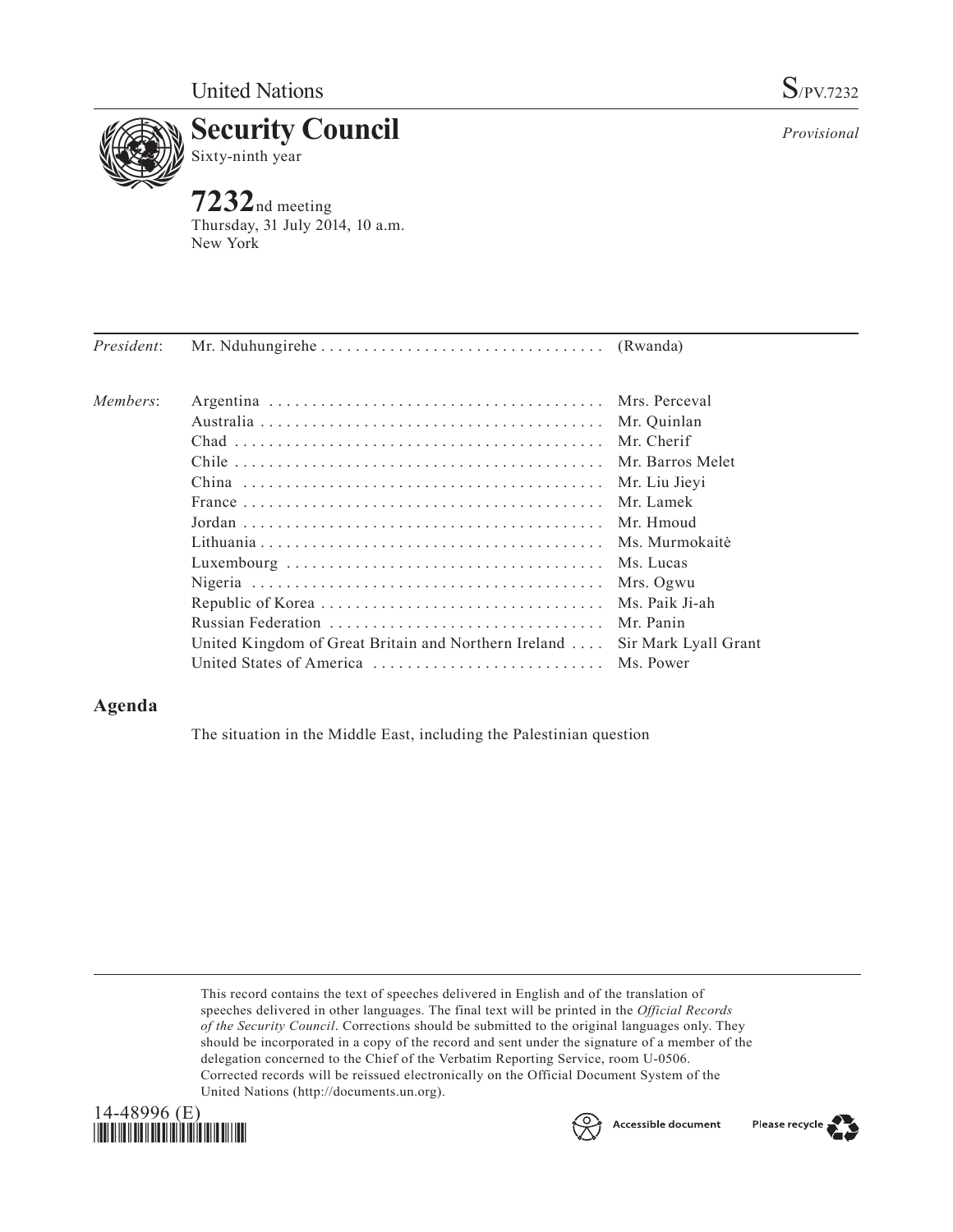United Nations

S/PV.7232

# Security Council

Sixty-ninth year

*Provisional*

**7232**nd meeting
Thursday, 31 July 2014, 10 a.m.
New York

| | | |
|---|---|---|
| *President*: | Mr. Nduhungirehe | (Rwanda) |
| *Members*: | Argentina | Mrs. Perceval |
| | Australia | Mr. Quinlan |
| | Chad | Mr. Cherif |
| | Chile | Mr. Barros Melet |
| | China | Mr. Liu Jieyi |
| | France | Mr. Lamek |
| | Jordan | Mr. Hmoud |
| | Lithuania | Ms. Murmokaitė |
| | Luxembourg | Ms. Lucas |
| | Nigeria | Mrs. Ogwu |
| | Republic of Korea | Ms. Paik Ji-ah |
| | Russian Federation | Mr. Panin |
| | United Kingdom of Great Britain and Northern Ireland | Sir Mark Lyall Grant |
| | United States of America | Ms. Power |

## Agenda

The situation in the Middle East, including the Palestinian question

This record contains the text of speeches delivered in English and of the translation of speeches delivered in other languages. The final text will be printed in the *Official Records of the Security Council*. Corrections should be submitted to the original languages only. They should be incorporated in a copy of the record and sent under the signature of a member of the delegation concerned to the Chief of the Verbatim Reporting Service, room U-0506. Corrected records will be reissued electronically on the Official Document System of the United Nations (http://documents.un.org).

14-48996 (E)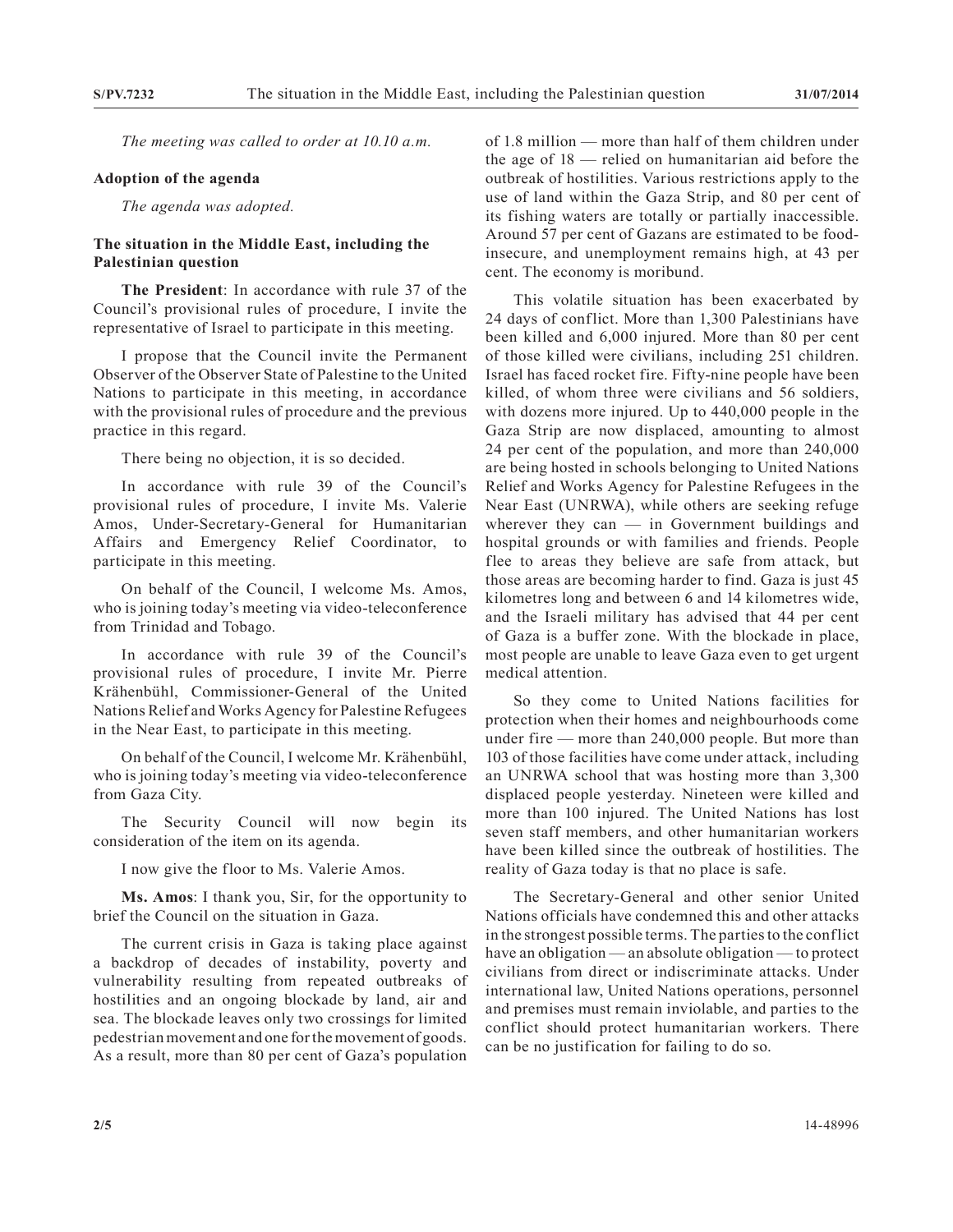*The meeting was called to order at 10.10 a.m.*

**Adoption of the agenda**

*The agenda was adopted.*

**The situation in the Middle East, including the Palestinian question**

**The President**: In accordance with rule 37 of the Council's provisional rules of procedure, I invite the representative of Israel to participate in this meeting.

I propose that the Council invite the Permanent Observer of the Observer State of Palestine to the United Nations to participate in this meeting, in accordance with the provisional rules of procedure and the previous practice in this regard.

There being no objection, it is so decided.

In accordance with rule 39 of the Council's provisional rules of procedure, I invite Ms. Valerie Amos, Under-Secretary-General for Humanitarian Affairs and Emergency Relief Coordinator, to participate in this meeting.

On behalf of the Council, I welcome Ms. Amos, who is joining today's meeting via video-teleconference from Trinidad and Tobago.

In accordance with rule 39 of the Council's provisional rules of procedure, I invite Mr. Pierre Krähenbühl, Commissioner-General of the United Nations Relief and Works Agency for Palestine Refugees in the Near East, to participate in this meeting.

On behalf of the Council, I welcome Mr. Krähenbühl, who is joining today's meeting via video-teleconference from Gaza City.

The Security Council will now begin its consideration of the item on its agenda.

I now give the floor to Ms. Valerie Amos.

**Ms. Amos**: I thank you, Sir, for the opportunity to brief the Council on the situation in Gaza.

The current crisis in Gaza is taking place against a backdrop of decades of instability, poverty and vulnerability resulting from repeated outbreaks of hostilities and an ongoing blockade by land, air and sea. The blockade leaves only two crossings for limited pedestrian movement and one for the movement of goods. As a result, more than 80 per cent of Gaza's population of 1.8 million — more than half of them children under the age of 18 — relied on humanitarian aid before the outbreak of hostilities. Various restrictions apply to the use of land within the Gaza Strip, and 80 per cent of its fishing waters are totally or partially inaccessible. Around 57 per cent of Gazans are estimated to be food-insecure, and unemployment remains high, at 43 per cent. The economy is moribund.

This volatile situation has been exacerbated by 24 days of conflict. More than 1,300 Palestinians have been killed and 6,000 injured. More than 80 per cent of those killed were civilians, including 251 children. Israel has faced rocket fire. Fifty-nine people have been killed, of whom three were civilians and 56 soldiers, with dozens more injured. Up to 440,000 people in the Gaza Strip are now displaced, amounting to almost 24 per cent of the population, and more than 240,000 are being hosted in schools belonging to United Nations Relief and Works Agency for Palestine Refugees in the Near East (UNRWA), while others are seeking refuge wherever they can — in Government buildings and hospital grounds or with families and friends. People flee to areas they believe are safe from attack, but those areas are becoming harder to find. Gaza is just 45 kilometres long and between 6 and 14 kilometres wide, and the Israeli military has advised that 44 per cent of Gaza is a buffer zone. With the blockade in place, most people are unable to leave Gaza even to get urgent medical attention.

So they come to United Nations facilities for protection when their homes and neighbourhoods come under fire — more than 240,000 people. But more than 103 of those facilities have come under attack, including an UNRWA school that was hosting more than 3,300 displaced people yesterday. Nineteen were killed and more than 100 injured. The United Nations has lost seven staff members, and other humanitarian workers have been killed since the outbreak of hostilities. The reality of Gaza today is that no place is safe.

The Secretary-General and other senior United Nations officials have condemned this and other attacks in the strongest possible terms. The parties to the conflict have an obligation — an absolute obligation — to protect civilians from direct or indiscriminate attacks. Under international law, United Nations operations, personnel and premises must remain inviolable, and parties to the conflict should protect humanitarian workers. There can be no justification for failing to do so.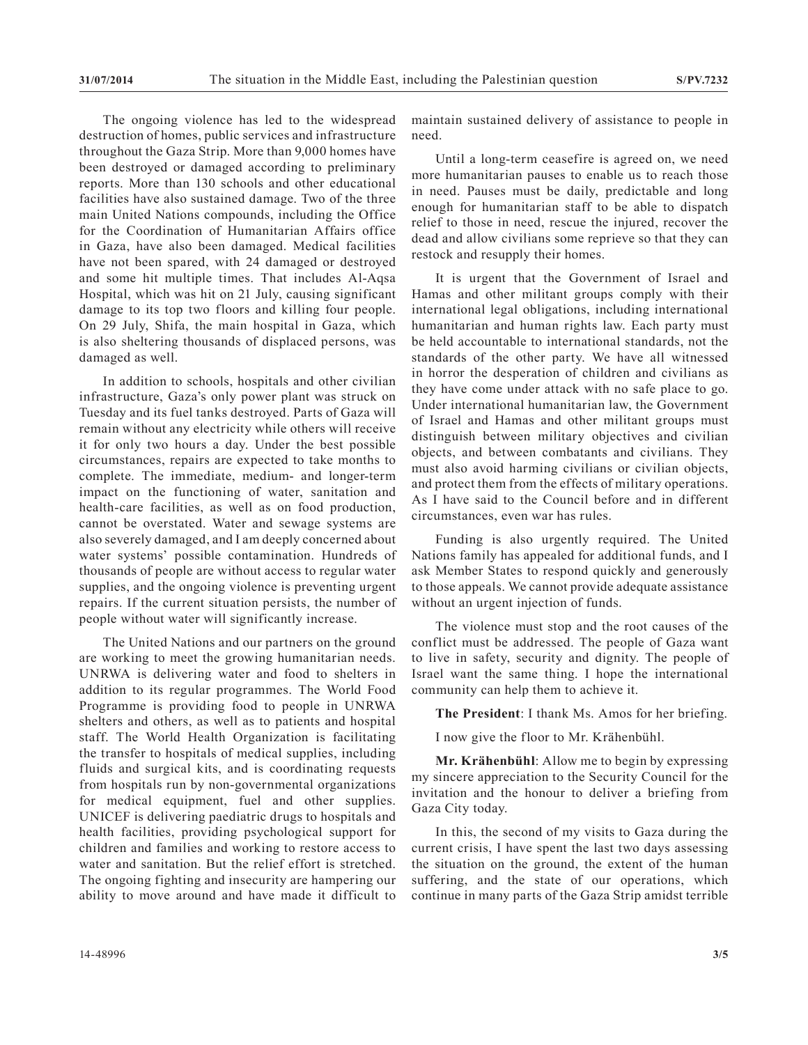The ongoing violence has led to the widespread destruction of homes, public services and infrastructure throughout the Gaza Strip. More than 9,000 homes have been destroyed or damaged according to preliminary reports. More than 130 schools and other educational facilities have also sustained damage. Two of the three main United Nations compounds, including the Office for the Coordination of Humanitarian Affairs office in Gaza, have also been damaged. Medical facilities have not been spared, with 24 damaged or destroyed and some hit multiple times. That includes Al-Aqsa Hospital, which was hit on 21 July, causing significant damage to its top two floors and killing four people. On 29 July, Shifa, the main hospital in Gaza, which is also sheltering thousands of displaced persons, was damaged as well.

In addition to schools, hospitals and other civilian infrastructure, Gaza's only power plant was struck on Tuesday and its fuel tanks destroyed. Parts of Gaza will remain without any electricity while others will receive it for only two hours a day. Under the best possible circumstances, repairs are expected to take months to complete. The immediate, medium- and longer-term impact on the functioning of water, sanitation and health-care facilities, as well as on food production, cannot be overstated. Water and sewage systems are also severely damaged, and I am deeply concerned about water systems' possible contamination. Hundreds of thousands of people are without access to regular water supplies, and the ongoing violence is preventing urgent repairs. If the current situation persists, the number of people without water will significantly increase.

The United Nations and our partners on the ground are working to meet the growing humanitarian needs. UNRWA is delivering water and food to shelters in addition to its regular programmes. The World Food Programme is providing food to people in UNRWA shelters and others, as well as to patients and hospital staff. The World Health Organization is facilitating the transfer to hospitals of medical supplies, including fluids and surgical kits, and is coordinating requests from hospitals run by non-governmental organizations for medical equipment, fuel and other supplies. UNICEF is delivering paediatric drugs to hospitals and health facilities, providing psychological support for children and families and working to restore access to water and sanitation. But the relief effort is stretched. The ongoing fighting and insecurity are hampering our ability to move around and have made it difficult to maintain sustained delivery of assistance to people in need.

Until a long-term ceasefire is agreed on, we need more humanitarian pauses to enable us to reach those in need. Pauses must be daily, predictable and long enough for humanitarian staff to be able to dispatch relief to those in need, rescue the injured, recover the dead and allow civilians some reprieve so that they can restock and resupply their homes.

It is urgent that the Government of Israel and Hamas and other militant groups comply with their international legal obligations, including international humanitarian and human rights law. Each party must be held accountable to international standards, not the standards of the other party. We have all witnessed in horror the desperation of children and civilians as they have come under attack with no safe place to go. Under international humanitarian law, the Government of Israel and Hamas and other militant groups must distinguish between military objectives and civilian objects, and between combatants and civilians. They must also avoid harming civilians or civilian objects, and protect them from the effects of military operations. As I have said to the Council before and in different circumstances, even war has rules.

Funding is also urgently required. The United Nations family has appealed for additional funds, and I ask Member States to respond quickly and generously to those appeals. We cannot provide adequate assistance without an urgent injection of funds.

The violence must stop and the root causes of the conflict must be addressed. The people of Gaza want to live in safety, security and dignity. The people of Israel want the same thing. I hope the international community can help them to achieve it.

**The President**: I thank Ms. Amos for her briefing.

I now give the floor to Mr. Krähenbühl.

**Mr. Krähenbühl**: Allow me to begin by expressing my sincere appreciation to the Security Council for the invitation and the honour to deliver a briefing from Gaza City today.

In this, the second of my visits to Gaza during the current crisis, I have spent the last two days assessing the situation on the ground, the extent of the human suffering, and the state of our operations, which continue in many parts of the Gaza Strip amidst terrible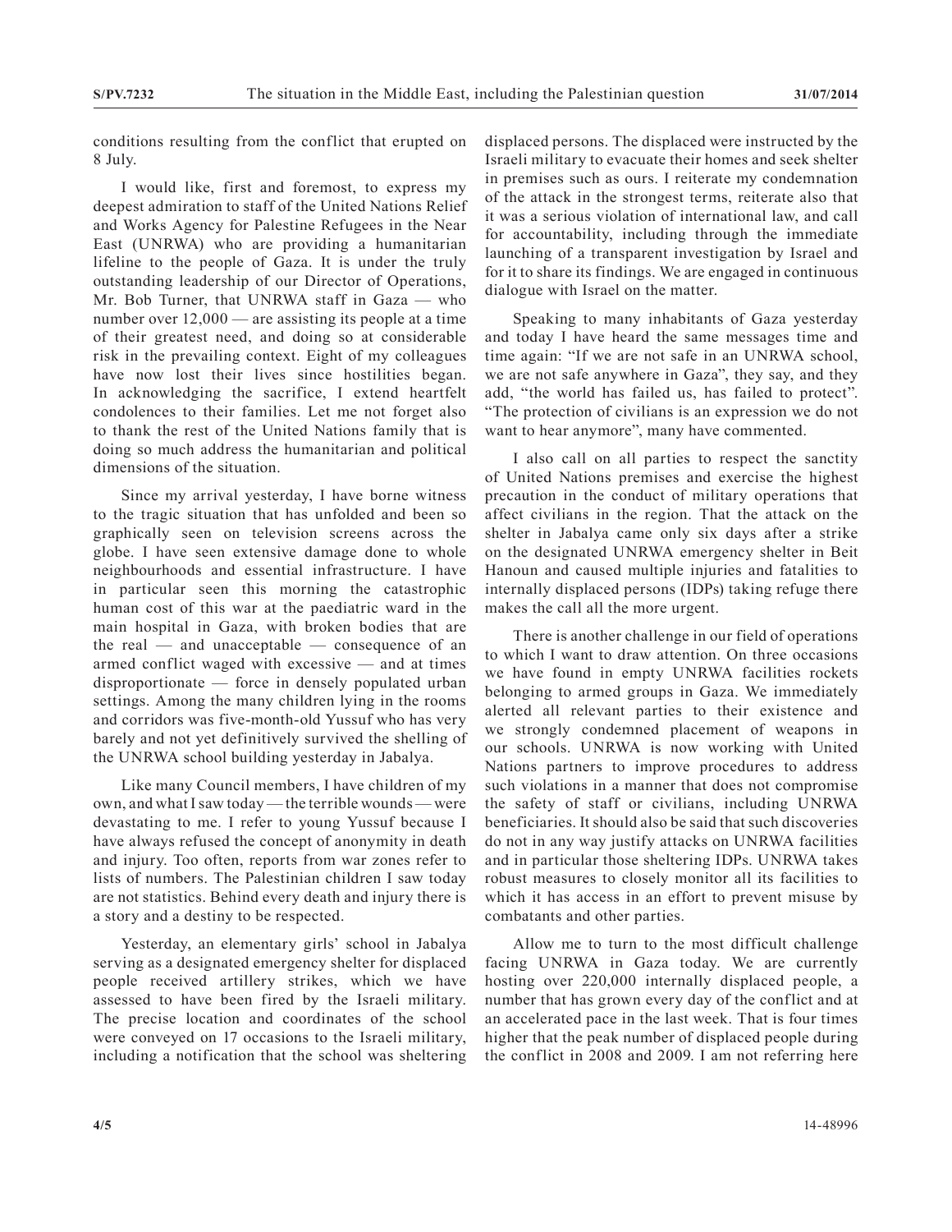conditions resulting from the conflict that erupted on 8 July.

I would like, first and foremost, to express my deepest admiration to staff of the United Nations Relief and Works Agency for Palestine Refugees in the Near East (UNRWA) who are providing a humanitarian lifeline to the people of Gaza. It is under the truly outstanding leadership of our Director of Operations, Mr. Bob Turner, that UNRWA staff in Gaza — who number over 12,000 — are assisting its people at a time of their greatest need, and doing so at considerable risk in the prevailing context. Eight of my colleagues have now lost their lives since hostilities began. In acknowledging the sacrifice, I extend heartfelt condolences to their families. Let me not forget also to thank the rest of the United Nations family that is doing so much address the humanitarian and political dimensions of the situation.

Since my arrival yesterday, I have borne witness to the tragic situation that has unfolded and been so graphically seen on television screens across the globe. I have seen extensive damage done to whole neighbourhoods and essential infrastructure. I have in particular seen this morning the catastrophic human cost of this war at the paediatric ward in the main hospital in Gaza, with broken bodies that are the real — and unacceptable — consequence of an armed conflict waged with excessive — and at times disproportionate — force in densely populated urban settings. Among the many children lying in the rooms and corridors was five-month-old Yussuf who has very barely and not yet definitively survived the shelling of the UNRWA school building yesterday in Jabalya.

Like many Council members, I have children of my own, and what I saw today — the terrible wounds — were devastating to me. I refer to young Yussuf because I have always refused the concept of anonymity in death and injury. Too often, reports from war zones refer to lists of numbers. The Palestinian children I saw today are not statistics. Behind every death and injury there is a story and a destiny to be respected.

Yesterday, an elementary girls' school in Jabalya serving as a designated emergency shelter for displaced people received artillery strikes, which we have assessed to have been fired by the Israeli military. The precise location and coordinates of the school were conveyed on 17 occasions to the Israeli military, including a notification that the school was sheltering displaced persons. The displaced were instructed by the Israeli military to evacuate their homes and seek shelter in premises such as ours. I reiterate my condemnation of the attack in the strongest terms, reiterate also that it was a serious violation of international law, and call for accountability, including through the immediate launching of a transparent investigation by Israel and for it to share its findings. We are engaged in continuous dialogue with Israel on the matter.

Speaking to many inhabitants of Gaza yesterday and today I have heard the same messages time and time again: "If we are not safe in an UNRWA school, we are not safe anywhere in Gaza", they say, and they add, "the world has failed us, has failed to protect". "The protection of civilians is an expression we do not want to hear anymore", many have commented.

I also call on all parties to respect the sanctity of United Nations premises and exercise the highest precaution in the conduct of military operations that affect civilians in the region. That the attack on the shelter in Jabalya came only six days after a strike on the designated UNRWA emergency shelter in Beit Hanoun and caused multiple injuries and fatalities to internally displaced persons (IDPs) taking refuge there makes the call all the more urgent.

There is another challenge in our field of operations to which I want to draw attention. On three occasions we have found in empty UNRWA facilities rockets belonging to armed groups in Gaza. We immediately alerted all relevant parties to their existence and we strongly condemned placement of weapons in our schools. UNRWA is now working with United Nations partners to improve procedures to address such violations in a manner that does not compromise the safety of staff or civilians, including UNRWA beneficiaries. It should also be said that such discoveries do not in any way justify attacks on UNRWA facilities and in particular those sheltering IDPs. UNRWA takes robust measures to closely monitor all its facilities to which it has access in an effort to prevent misuse by combatants and other parties.

Allow me to turn to the most difficult challenge facing UNRWA in Gaza today. We are currently hosting over 220,000 internally displaced people, a number that has grown every day of the conflict and at an accelerated pace in the last week. That is four times higher that the peak number of displaced people during the conflict in 2008 and 2009. I am not referring here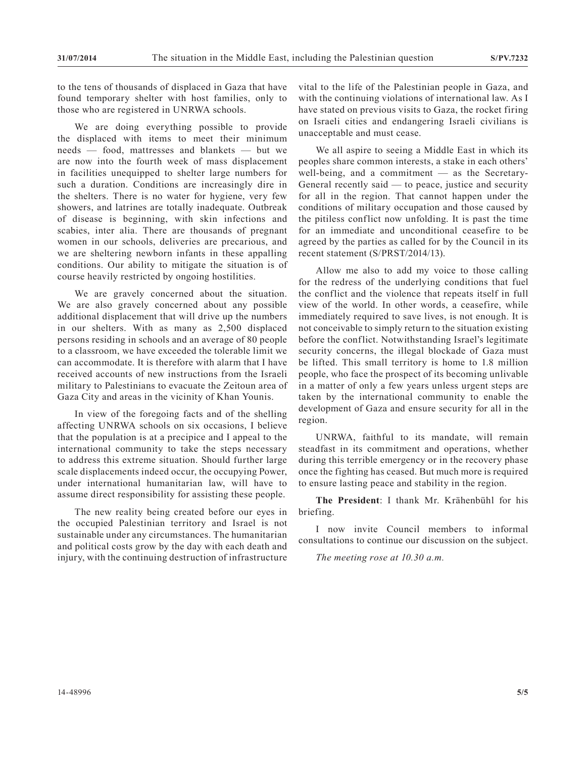to the tens of thousands of displaced in Gaza that have found temporary shelter with host families, only to those who are registered in UNRWA schools.

We are doing everything possible to provide the displaced with items to meet their minimum needs — food, mattresses and blankets — but we are now into the fourth week of mass displacement in facilities unequipped to shelter large numbers for such a duration. Conditions are increasingly dire in the shelters. There is no water for hygiene, very few showers, and latrines are totally inadequate. Outbreak of disease is beginning, with skin infections and scabies, inter alia. There are thousands of pregnant women in our schools, deliveries are precarious, and we are sheltering newborn infants in these appalling conditions. Our ability to mitigate the situation is of course heavily restricted by ongoing hostilities.

We are gravely concerned about the situation. We are also gravely concerned about any possible additional displacement that will drive up the numbers in our shelters. With as many as 2,500 displaced persons residing in schools and an average of 80 people to a classroom, we have exceeded the tolerable limit we can accommodate. It is therefore with alarm that I have received accounts of new instructions from the Israeli military to Palestinians to evacuate the Zeitoun area of Gaza City and areas in the vicinity of Khan Younis.

In view of the foregoing facts and of the shelling affecting UNRWA schools on six occasions, I believe that the population is at a precipice and I appeal to the international community to take the steps necessary to address this extreme situation. Should further large scale displacements indeed occur, the occupying Power, under international humanitarian law, will have to assume direct responsibility for assisting these people.

The new reality being created before our eyes in the occupied Palestinian territory and Israel is not sustainable under any circumstances. The humanitarian and political costs grow by the day with each death and injury, with the continuing destruction of infrastructure vital to the life of the Palestinian people in Gaza, and with the continuing violations of international law. As I have stated on previous visits to Gaza, the rocket firing on Israeli cities and endangering Israeli civilians is unacceptable and must cease.

We all aspire to seeing a Middle East in which its peoples share common interests, a stake in each others' well-being, and a commitment — as the Secretary-General recently said — to peace, justice and security for all in the region. That cannot happen under the conditions of military occupation and those caused by the pitiless conflict now unfolding. It is past the time for an immediate and unconditional ceasefire to be agreed by the parties as called for by the Council in its recent statement (S/PRST/2014/13).

Allow me also to add my voice to those calling for the redress of the underlying conditions that fuel the conflict and the violence that repeats itself in full view of the world. In other words, a ceasefire, while immediately required to save lives, is not enough. It is not conceivable to simply return to the situation existing before the conflict. Notwithstanding Israel's legitimate security concerns, the illegal blockade of Gaza must be lifted. This small territory is home to 1.8 million people, who face the prospect of its becoming unlivable in a matter of only a few years unless urgent steps are taken by the international community to enable the development of Gaza and ensure security for all in the region.

UNRWA, faithful to its mandate, will remain steadfast in its commitment and operations, whether during this terrible emergency or in the recovery phase once the fighting has ceased. But much more is required to ensure lasting peace and stability in the region.

**The President**: I thank Mr. Krähenbühl for his briefing.

I now invite Council members to informal consultations to continue our discussion on the subject.

*The meeting rose at 10.30 a.m.*